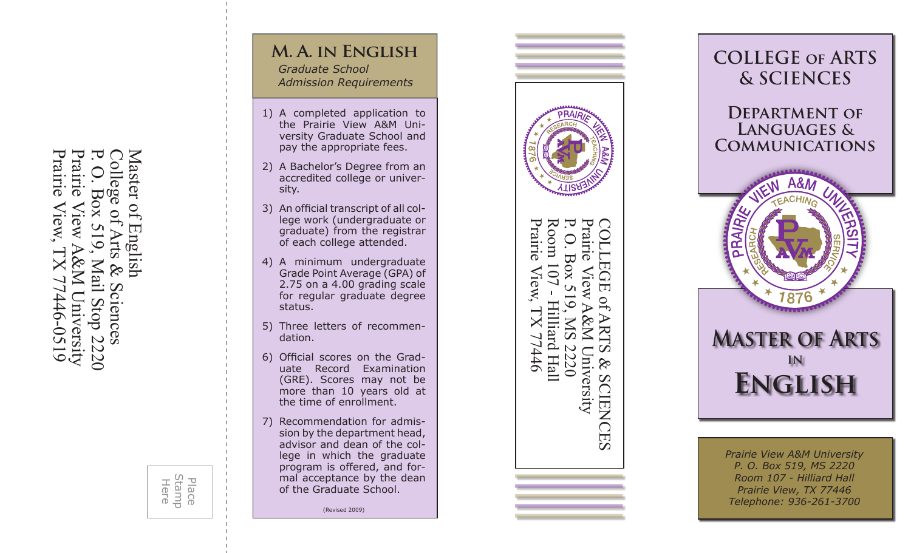Master of English
College of Arts & Sciences
P. O. Box 519, Mail Stop 2220
Prairie View A&M University
Prairie View, TX 77446-0519

Place Stamp Here

## M. A. in English

*Graduate School Admission Requirements*

1) A completed application to the Prairie View A&M University Graduate School and pay the appropriate fees.
2) A Bachelor's Degree from an accredited college or university.
3) An official transcript of all college work (undergraduate or graduate) from the registrar of each college attended.
4) A minimum undergraduate Grade Point Average (GPA) of 2.75 on a 4.00 grading scale for regular graduate degree status.
5) Three letters of recommendation.
6) Official scores on the Graduate Record Examination (GRE). Scores may not be more than 10 years old at the time of enrollment.
7) Recommendation for admission by the department head, advisor and dean of the college in which the graduate program is offered, and formal acceptance by the dean of the Graduate School.

(Revised 2009)

COLLEGE of ARTS & SCIENCES
Prairie View A&M University
P. O. Box 519, MS 2220
Room 107 - Hilliard Hall
Prairie View, TX 77446

# College of Arts & Sciences

## Department of Languages & Communications

# Master of Arts in English

*Prairie View A&M University*
*P. O. Box 519, MS 2220*
*Room 107 - Hilliard Hall*
*Prairie View, TX 77446*
*Telephone: 936-261-3700*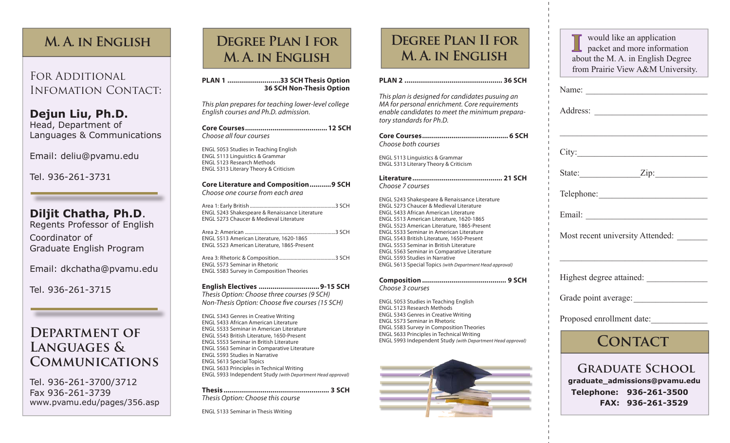# M. A. in English

## For Additional Infomation Contact:

**Dejun Liu, Ph.D.**
Head, Department of Languages & Communications

Email: deliu@pvamu.edu

Tel. 936-261-3731

**Diljit Chatha, Ph.D.**
Regents Professor of English
Coordinator of Graduate English Program

Email: dkchatha@pvamu.edu

Tel. 936-261-3715

## Department of Languages & Communications

Tel. 936-261-3700/3712
Fax 936-261-3739
www.pvamu.edu/pages/356.asp

# Degree Plan I for M. A. in English

**PLAN 1 ..........................33 SCH Thesis Option**
**36 SCH Non-Thesis Option**

*This plan prepares for teaching lower-level college English courses and Ph.D. admission.*

**Core Courses......................................... 12 SCH**
*Choose all four courses*

ENGL 5053 Studies in Teaching English
ENGL 5113 Linguistics & Grammar
ENGL 5123 Research Methods
ENGL 5313 Literary Theory & Criticism

**Core Literature and Composition..........9 SCH**
*Choose one course from each area*

Area 1: Early British.................................3 SCH
ENGL 5243 Shakespeare & Renaissance Literature
ENGL 5273 Chaucer & Medieval Literature

Area 2: American.................................3 SCH
ENGL 5513 American Literature, 1620-1865
ENGL 5523 American Literature, 1865-Present

Area 3: Rhetoric & Composition.................................3 SCH
ENGL 5573 Seminar in Rhetoric
ENGL 5583 Survey in Composition Theories

**English Electives ..............................9-15 SCH**
*Thesis Option: Choose three courses (9 SCH)*
*Non-Thesis Option: Choose five courses (15 SCH)*

ENGL 5343 Genres in Creative Writing
ENGL 5433 African American Literature
ENGL 5533 Seminar in American Literature
ENGL 5543 British Literature, 1650-Present
ENGL 5553 Seminar in British Literature
ENGL 5563 Seminar in Comparative Literature
ENGL 5593 Studies in Narrative
ENGL 5613 Special Topics
ENGL 5633 Principles in Technical Writing
ENGL 5933 Independent Study *(with Department Head approval)*

**Thesis.................................................... 3 SCH**
*Thesis Option: Choose this course*

ENGL 5133 Seminar in Thesis Writing

# Degree Plan II for M. A. in English

**PLAN 2 ................................................ 36 SCH**

*This plan is designed for candidates pusuing an MA for personal enrichment. Core requirements enable candidates to meet the minimum preparatory standards for Ph.D.*

**Core Courses.......................................... 6 SCH**
*Choose both courses*

ENGL 5113 Linguistics & Grammar
ENGL 5313 Literary Theory & Criticism

**Literature............................................ 21 SCH**
*Choose 7 courses*

ENGL 5243 Shakespeare & Renaissance Literature
ENGL 5273 Chaucer & Medieval Literature
ENGL 5433 African American Literature
ENGL 5513 American Literature, 1620-1865
ENGL 5523 American Literature, 1865-Present
ENGL 5533 Seminar in American Literature
ENGL 5543 British Literature, 1650-Present
ENGL 5553 Seminar in British Literature
ENGL 5563 Seminar in Comparative Literature
ENGL 5593 Studies in Narrative
ENGL 5613 Special Topics *(with Department Head approval)*

**Composition......................................... 9 SCH**
*Choose 3 courses*

ENGL 5053 Studies in Teaching English
ENGL 5123 Research Methods
ENGL 5343 Genres in Creative Writing
ENGL 5573 Seminar in Rhetoric
ENGL 5583 Survey in Composition Theories
ENGL 5633 Principles in Technical Writing
ENGL 5993 Independent Study *(with Department Head approval)*

I would like an application packet and more information about the M. A. in English Degree from Prairie View A&M University.

Name: ____________________

Address: ____________________

____________________

City: ____________________

State: __________ Zip: __________

Telephone: ____________________

Email: ____________________

Most recent university Attended: ________

____________________

Highest degree attained: ____________

Grade point average: ____________

Proposed enrollment date: ____________

# Contact

## Graduate School

**graduate_admissions@pvamu.edu**
**Telephone: 936-261-3500**
**FAX: 936-261-3529**